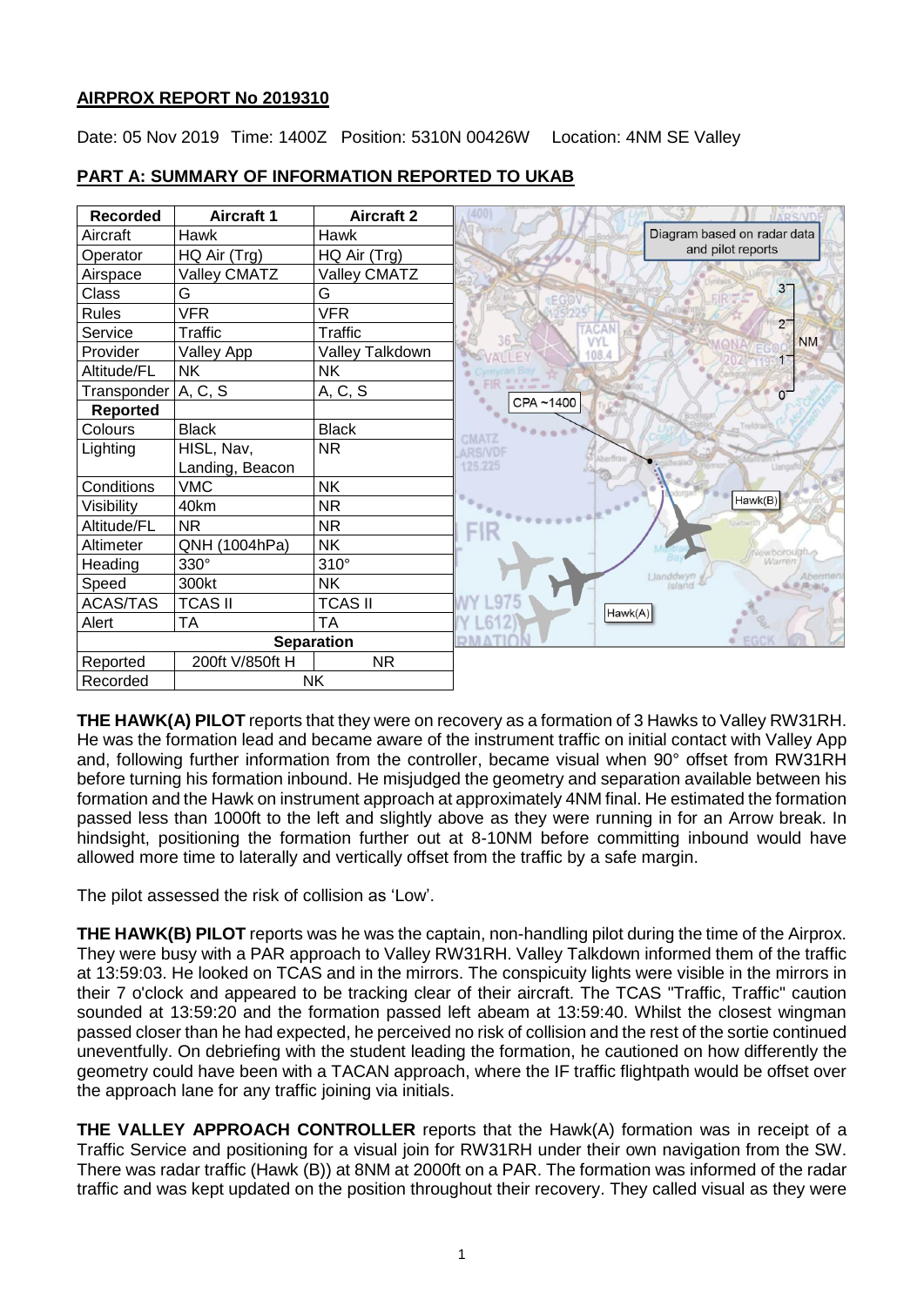## AIRPROX REPORT No 2019310

Date: 05 Nov 2019 Time: 1400Z Position: 5310N 00426W Location: 4NM SE Valley

## PART A: SUMMARY OF INFORMATION REPORTED TO UKAB

| Recorded | Aircraft 1 | Aircraft 2 |
|---|---|---|
| Aircraft | Hawk | Hawk |
| Operator | HQ Air (Trg) | HQ Air (Trg) |
| Airspace | Valley CMATZ | Valley CMATZ |
| Class | G | G |
| Rules | VFR | VFR |
| Service | Traffic | Traffic |
| Provider | Valley App | Valley Talkdown |
| Altitude/FL | NK | NK |
| Transponder | A, C, S | A, C, S |
| **Reported** | | |
| Colours | Black | Black |
| Lighting | HISL, Nav, Landing, Beacon | NR |
| Conditions | VMC | NK |
| Visibility | 40km | NR |
| Altitude/FL | NR | NR |
| Altimeter | QNH (1004hPa) | NK |
| Heading | 330° | 310° |
| Speed | 300kt | NK |
| ACAS/TAS | TCAS II | TCAS II |
| Alert | TA | TA |
| **Separation** | | |
| Reported | 200ft V/850ft H | NR |
| Recorded | NK | |

Diagram based on radar data and pilot reports

**THE HAWK(A) PILOT** reports that they were on recovery as a formation of 3 Hawks to Valley RW31RH. He was the formation lead and became aware of the instrument traffic on initial contact with Valley App and, following further information from the controller, became visual when 90° offset from RW31RH before turning his formation inbound. He misjudged the geometry and separation available between his formation and the Hawk on instrument approach at approximately 4NM final. He estimated the formation passed less than 1000ft to the left and slightly above as they were running in for an Arrow break. In hindsight, positioning the formation further out at 8-10NM before committing inbound would have allowed more time to laterally and vertically offset from the traffic by a safe margin.

The pilot assessed the risk of collision as 'Low'.

**THE HAWK(B) PILOT** reports was he was the captain, non-handling pilot during the time of the Airprox. They were busy with a PAR approach to Valley RW31RH. Valley Talkdown informed them of the traffic at 13:59:03. He looked on TCAS and in the mirrors. The conspicuity lights were visible in the mirrors in their 7 o'clock and appeared to be tracking clear of their aircraft. The TCAS "Traffic, Traffic" caution sounded at 13:59:20 and the formation passed left abeam at 13:59:40. Whilst the closest wingman passed closer than he had expected, he perceived no risk of collision and the rest of the sortie continued uneventfully. On debriefing with the student leading the formation, he cautioned on how differently the geometry could have been with a TACAN approach, where the IF traffic flightpath would be offset over the approach lane for any traffic joining via initials.

**THE VALLEY APPROACH CONTROLLER** reports that the Hawk(A) formation was in receipt of a Traffic Service and positioning for a visual join for RW31RH under their own navigation from the SW. There was radar traffic (Hawk (B)) at 8NM at 2000ft on a PAR. The formation was informed of the radar traffic and was kept updated on the position throughout their recovery. They called visual as they were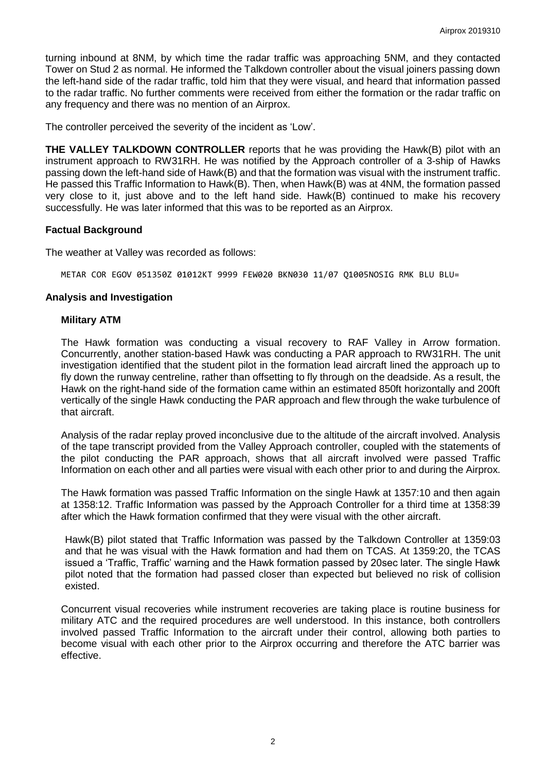turning inbound at 8NM, by which time the radar traffic was approaching 5NM, and they contacted Tower on Stud 2 as normal. He informed the Talkdown controller about the visual joiners passing down the left-hand side of the radar traffic, told him that they were visual, and heard that information passed to the radar traffic. No further comments were received from either the formation or the radar traffic on any frequency and there was no mention of an Airprox.

The controller perceived the severity of the incident as 'Low'.

**THE VALLEY TALKDOWN CONTROLLER** reports that he was providing the Hawk(B) pilot with an instrument approach to RW31RH. He was notified by the Approach controller of a 3-ship of Hawks passing down the left-hand side of Hawk(B) and that the formation was visual with the instrument traffic. He passed this Traffic Information to Hawk(B). Then, when Hawk(B) was at 4NM, the formation passed very close to it, just above and to the left hand side. Hawk(B) continued to make his recovery successfully. He was later informed that this was to be reported as an Airprox.

## Factual Background

The weather at Valley was recorded as follows:

```
METAR COR EGOV 051350Z 01012KT 9999 FEW020 BKN030 11/07 Q1005NOSIG RMK BLU BLU=
```

## Analysis and Investigation

### Military ATM

The Hawk formation was conducting a visual recovery to RAF Valley in Arrow formation. Concurrently, another station-based Hawk was conducting a PAR approach to RW31RH. The unit investigation identified that the student pilot in the formation lead aircraft lined the approach up to fly down the runway centreline, rather than offsetting to fly through on the deadside. As a result, the Hawk on the right-hand side of the formation came within an estimated 850ft horizontally and 200ft vertically of the single Hawk conducting the PAR approach and flew through the wake turbulence of that aircraft.

Analysis of the radar replay proved inconclusive due to the altitude of the aircraft involved. Analysis of the tape transcript provided from the Valley Approach controller, coupled with the statements of the pilot conducting the PAR approach, shows that all aircraft involved were passed Traffic Information on each other and all parties were visual with each other prior to and during the Airprox.

The Hawk formation was passed Traffic Information on the single Hawk at 1357:10 and then again at 1358:12. Traffic Information was passed by the Approach Controller for a third time at 1358:39 after which the Hawk formation confirmed that they were visual with the other aircraft.

Hawk(B) pilot stated that Traffic Information was passed by the Talkdown Controller at 1359:03 and that he was visual with the Hawk formation and had them on TCAS. At 1359:20, the TCAS issued a 'Traffic, Traffic' warning and the Hawk formation passed by 20sec later. The single Hawk pilot noted that the formation had passed closer than expected but believed no risk of collision existed.

Concurrent visual recoveries while instrument recoveries are taking place is routine business for military ATC and the required procedures are well understood. In this instance, both controllers involved passed Traffic Information to the aircraft under their control, allowing both parties to become visual with each other prior to the Airprox occurring and therefore the ATC barrier was effective.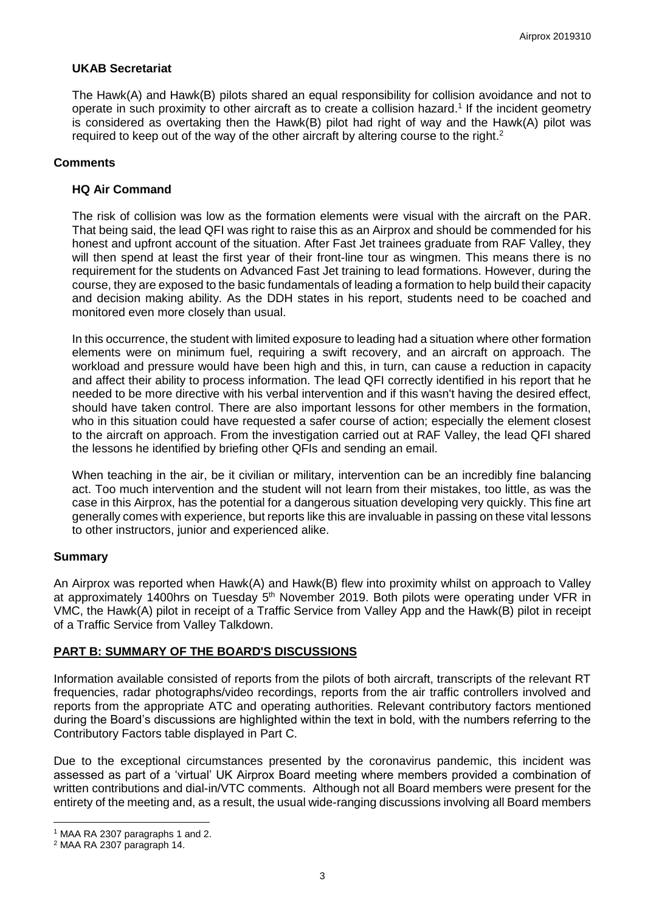### UKAB Secretariat

The Hawk(A) and Hawk(B) pilots shared an equal responsibility for collision avoidance and not to operate in such proximity to other aircraft as to create a collision hazard.[1] If the incident geometry is considered as overtaking then the Hawk(B) pilot had right of way and the Hawk(A) pilot was required to keep out of the way of the other aircraft by altering course to the right.[2]

## Comments

### HQ Air Command

The risk of collision was low as the formation elements were visual with the aircraft on the PAR. That being said, the lead QFI was right to raise this as an Airprox and should be commended for his honest and upfront account of the situation. After Fast Jet trainees graduate from RAF Valley, they will then spend at least the first year of their front-line tour as wingmen. This means there is no requirement for the students on Advanced Fast Jet training to lead formations. However, during the course, they are exposed to the basic fundamentals of leading a formation to help build their capacity and decision making ability. As the DDH states in his report, students need to be coached and monitored even more closely than usual.

In this occurrence, the student with limited exposure to leading had a situation where other formation elements were on minimum fuel, requiring a swift recovery, and an aircraft on approach. The workload and pressure would have been high and this, in turn, can cause a reduction in capacity and affect their ability to process information. The lead QFI correctly identified in his report that he needed to be more directive with his verbal intervention and if this wasn't having the desired effect, should have taken control. There are also important lessons for other members in the formation, who in this situation could have requested a safer course of action; especially the element closest to the aircraft on approach. From the investigation carried out at RAF Valley, the lead QFI shared the lessons he identified by briefing other QFIs and sending an email.

When teaching in the air, be it civilian or military, intervention can be an incredibly fine balancing act. Too much intervention and the student will not learn from their mistakes, too little, as was the case in this Airprox, has the potential for a dangerous situation developing very quickly. This fine art generally comes with experience, but reports like this are invaluable in passing on these vital lessons to other instructors, junior and experienced alike.

## Summary

An Airprox was reported when Hawk(A) and Hawk(B) flew into proximity whilst on approach to Valley at approximately 1400hrs on Tuesday 5th November 2019. Both pilots were operating under VFR in VMC, the Hawk(A) pilot in receipt of a Traffic Service from Valley App and the Hawk(B) pilot in receipt of a Traffic Service from Valley Talkdown.

## PART B: SUMMARY OF THE BOARD'S DISCUSSIONS

Information available consisted of reports from the pilots of both aircraft, transcripts of the relevant RT frequencies, radar photographs/video recordings, reports from the air traffic controllers involved and reports from the appropriate ATC and operating authorities. Relevant contributory factors mentioned during the Board's discussions are highlighted within the text in bold, with the numbers referring to the Contributory Factors table displayed in Part C.

Due to the exceptional circumstances presented by the coronavirus pandemic, this incident was assessed as part of a 'virtual' UK Airprox Board meeting where members provided a combination of written contributions and dial-in/VTC comments. Although not all Board members were present for the entirety of the meeting and, as a result, the usual wide-ranging discussions involving all Board members

[1] MAA RA 2307 paragraphs 1 and 2.

[2] MAA RA 2307 paragraph 14.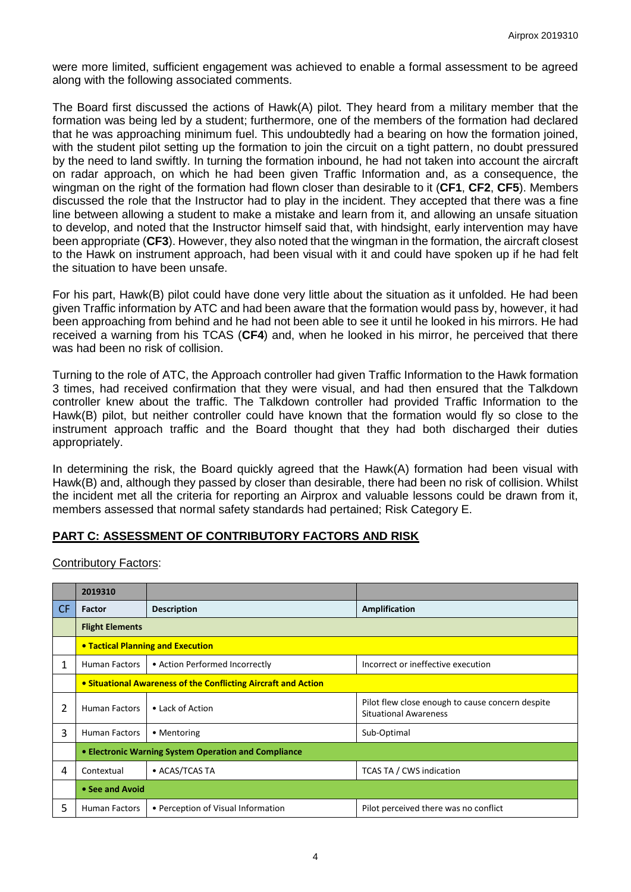were more limited, sufficient engagement was achieved to enable a formal assessment to be agreed along with the following associated comments.

The Board first discussed the actions of Hawk(A) pilot. They heard from a military member that the formation was being led by a student; furthermore, one of the members of the formation had declared that he was approaching minimum fuel. This undoubtedly had a bearing on how the formation joined, with the student pilot setting up the formation to join the circuit on a tight pattern, no doubt pressured by the need to land swiftly. In turning the formation inbound, he had not taken into account the aircraft on radar approach, on which he had been given Traffic Information and, as a consequence, the wingman on the right of the formation had flown closer than desirable to it (**CF1**, **CF2**, **CF5**). Members discussed the role that the Instructor had to play in the incident. They accepted that there was a fine line between allowing a student to make a mistake and learn from it, and allowing an unsafe situation to develop, and noted that the Instructor himself said that, with hindsight, early intervention may have been appropriate (**CF3**). However, they also noted that the wingman in the formation, the aircraft closest to the Hawk on instrument approach, had been visual with it and could have spoken up if he had felt the situation to have been unsafe.

For his part, Hawk(B) pilot could have done very little about the situation as it unfolded. He had been given Traffic information by ATC and had been aware that the formation would pass by, however, it had been approaching from behind and he had not been able to see it until he looked in his mirrors. He had received a warning from his TCAS (**CF4**) and, when he looked in his mirror, he perceived that there was had been no risk of collision.

Turning to the role of ATC, the Approach controller had given Traffic Information to the Hawk formation 3 times, had received confirmation that they were visual, and had then ensured that the Talkdown controller knew about the traffic. The Talkdown controller had provided Traffic Information to the Hawk(B) pilot, but neither controller could have known that the formation would fly so close to the instrument approach traffic and the Board thought that they had both discharged their duties appropriately.

In determining the risk, the Board quickly agreed that the Hawk(A) formation had been visual with Hawk(B) and, although they passed by closer than desirable, there had been no risk of collision. Whilst the incident met all the criteria for reporting an Airprox and valuable lessons could be drawn from it, members assessed that normal safety standards had pertained; Risk Category E.

## PART C: ASSESSMENT OF CONTRIBUTORY FACTORS AND RISK

Contributory Factors:

| | 2019310 | | |
|---|---|---|---|
| CF | Factor | Description | Amplification |
| | **Flight Elements** | | |
| | **• Tactical Planning and Execution** | | |
| 1 | Human Factors | • Action Performed Incorrectly | Incorrect or ineffective execution |
| | **• Situational Awareness of the Conflicting Aircraft and Action** | | |
| 2 | Human Factors | • Lack of Action | Pilot flew close enough to cause concern despite Situational Awareness |
| 3 | Human Factors | • Mentoring | Sub-Optimal |
| | **• Electronic Warning System Operation and Compliance** | | |
| 4 | Contextual | • ACAS/TCAS TA | TCAS TA / CWS indication |
| | **• See and Avoid** | | |
| 5 | Human Factors | • Perception of Visual Information | Pilot perceived there was no conflict |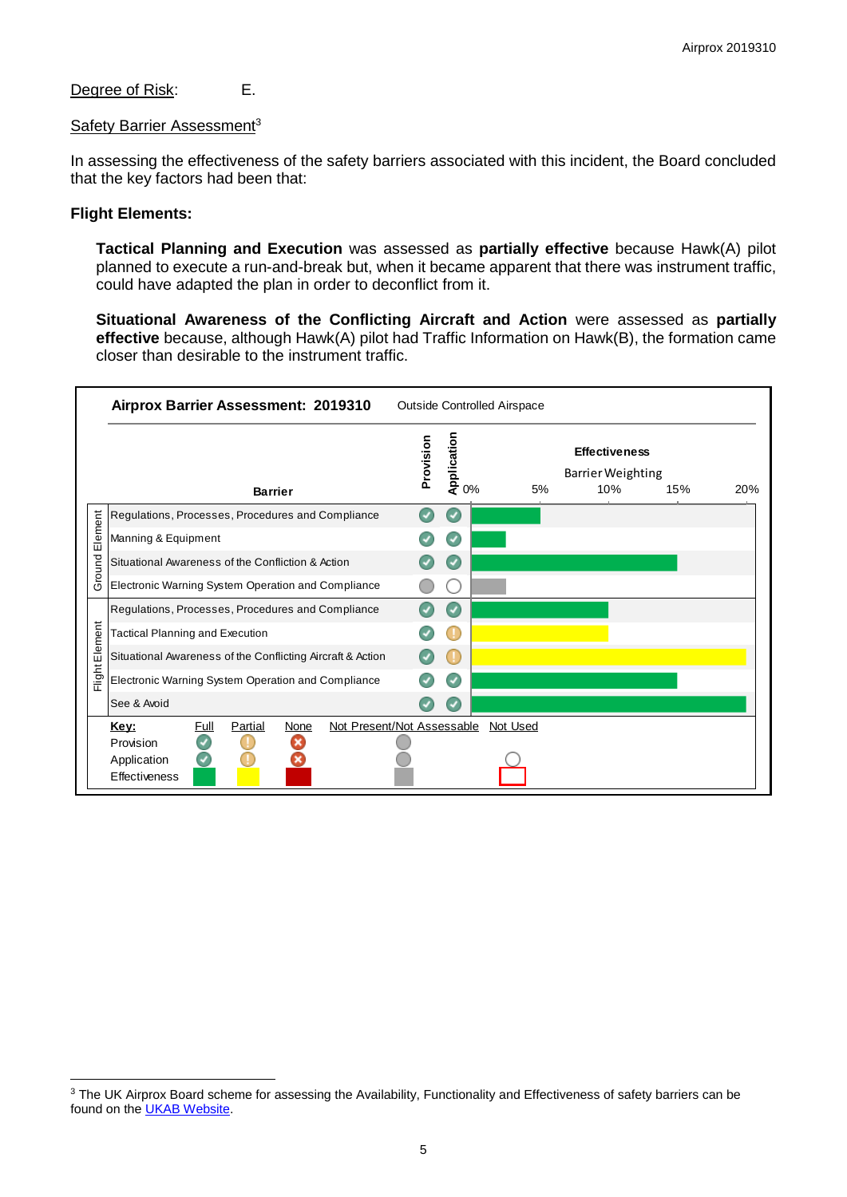Degree of Risk: E.

Safety Barrier Assessment[3]

In assessing the effectiveness of the safety barriers associated with this incident, the Board concluded that the key factors had been that:

**Flight Elements:**

**Tactical Planning and Execution** was assessed as **partially effective** because Hawk(A) pilot planned to execute a run-and-break but, when it became apparent that there was instrument traffic, could have adapted the plan in order to deconflict from it.

**Situational Awareness of the Conflicting Aircraft and Action** were assessed as **partially effective** because, although Hawk(A) pilot had Traffic Information on Hawk(B), the formation came closer than desirable to the instrument traffic.

**Airprox Barrier Assessment: 2019310**

Outside Controlled Airspace

Barrier

Provision

Application

Effectiveness

Barrier Weighting

0% 5% 10% 15% 20%

Ground Element

Regulations, Processes, Procedures and Compliance

Manning & Equipment

Situational Awareness of the Confliction & Action

Electronic Warning System Operation and Compliance

Flight Element

Regulations, Processes, Procedures and Compliance

Tactical Planning and Execution

Situational Awareness of the Conflicting Aircraft & Action

Electronic Warning System Operation and Compliance

See & Avoid

Key: Full Partial None Not Present/Not Assessable Not Used

Provision

Application

Effectiveness

---

[3] The UK Airprox Board scheme for assessing the Availability, Functionality and Effectiveness of safety barriers can be found on the UKAB Website.